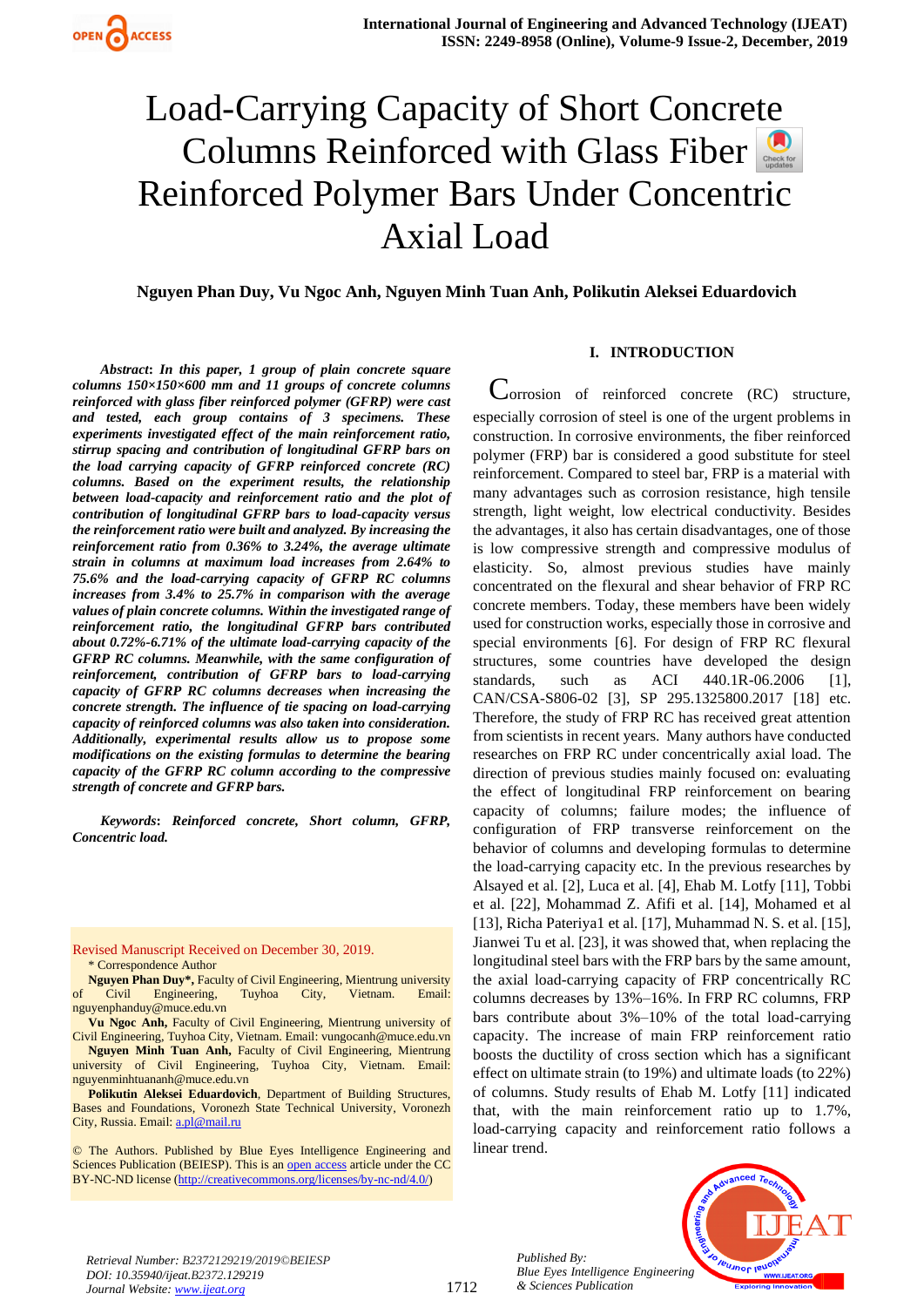# Load-Carrying Capacity of Short Concrete Columns Reinforced with Glass Fiber Reinforced Polymer Bars Under Concentric Axial Load

**Nguyen Phan Duy, Vu Ngoc Anh, Nguyen Minh Tuan Anh, Polikutin Aleksei Eduardovich**

***Abstract*****: *In this paper, 1 group of plain concrete square columns 150×150×600 mm and 11 groups of concrete columns reinforced with glass fiber reinforced polymer (GFRP) were cast and tested, each group contains of 3 specimens. These experiments investigated effect of the main reinforcement ratio, stirrup spacing and contribution of longitudinal GFRP bars on the load carrying capacity of GFRP reinforced concrete (RC) columns. Based on the experiment results, the relationship between load-capacity and reinforcement ratio and the plot of contribution of longitudinal GFRP bars to load-capacity versus the reinforcement ratio were built and analyzed. By increasing the reinforcement ratio from 0.36% to 3.24%, the average ultimate strain in columns at maximum load increases from 2.64% to 75.6% and the load-carrying capacity of GFRP RC columns increases from 3.4% to 25.7% in comparison with the average values of plain concrete columns. Within the investigated range of reinforcement ratio, the longitudinal GFRP bars contributed about 0.72%-6.71% of the ultimate load-carrying capacity of the GFRP RC columns. Meanwhile, with the same configuration of reinforcement, contribution of GFRP bars to load-carrying capacity of GFRP RC columns decreases when increasing the concrete strength. The influence of tie spacing on load-carrying capacity of reinforced columns was also taken into consideration. Additionally, experimental results allow us to propose some modifications on the existing formulas to determine the bearing capacity of the GFRP RC column according to the compressive strength of concrete and GFRP bars.***

***Keywords*****: *Reinforced concrete, Short column, GFRP, Concentric load.***

Revised Manuscript Received on December 30, 2019.

\* Correspondence Author

**Nguyen Phan Duy\***, Faculty of Civil Engineering, Mientrung university of Civil Engineering, Tuyhoa City, Vietnam. Email: nguyenphanduy@muce.edu.vn

**Vu Ngoc Anh,** Faculty of Civil Engineering, Mientrung university of Civil Engineering, Tuyhoa City, Vietnam. Email: vungocanh@muce.edu.vn

**Nguyen Minh Tuan Anh,** Faculty of Civil Engineering, Mientrung university of Civil Engineering, Tuyhoa City, Vietnam. Email: nguyenminhtuananh@muce.edu.vn

**Polikutin Aleksei Eduardovich**, Department of Building Structures, Bases and Foundations, Voronezh State Technical University, Voronezh City, Russia. Email: a.pl@mail.ru

© The Authors. Published by Blue Eyes Intelligence Engineering and Sciences Publication (BEIESP). This is an open access article under the CC BY-NC-ND license (http://creativecommons.org/licenses/by-nc-nd/4.0/)

## I. INTRODUCTION

Corrosion of reinforced concrete (RC) structure, especially corrosion of steel is one of the urgent problems in construction. In corrosive environments, the fiber reinforced polymer (FRP) bar is considered a good substitute for steel reinforcement. Compared to steel bar, FRP is a material with many advantages such as corrosion resistance, high tensile strength, light weight, low electrical conductivity. Besides the advantages, it also has certain disadvantages, one of those is low compressive strength and compressive modulus of elasticity. So, almost previous studies have mainly concentrated on the flexural and shear behavior of FRP RC concrete members. Today, these members have been widely used for construction works, especially those in corrosive and special environments [6]. For design of FRP RC flexural structures, some countries have developed the design standards, such as ACI 440.1R-06.2006 [1], CAN/CSA-S806-02 [3], SP 295.1325800.2017 [18] etc. Therefore, the study of FRP RC has received great attention from scientists in recent years. Many authors have conducted researches on FRP RC under concentrically axial load. The direction of previous studies mainly focused on: evaluating the effect of longitudinal FRP reinforcement on bearing capacity of columns; failure modes; the influence of configuration of FRP transverse reinforcement on the behavior of columns and developing formulas to determine the load-carrying capacity etc. In the previous researches by Alsayed et al. [2], Luca et al. [4], Ehab M. Lotfy [11], Tobbi et al. [22], Mohammad Z. Afifi et al. [14], Mohamed et al [13], Richa Pateriya1 et al. [17], Muhammad N. S. et al. [15], Jianwei Tu et al. [23], it was showed that, when replacing the longitudinal steel bars with the FRP bars by the same amount, the axial load-carrying capacity of FRP concentrically RC columns decreases by 13%–16%. In FRP RC columns, FRP bars contribute about 3%–10% of the total load-carrying capacity. The increase of main FRP reinforcement ratio boosts the ductility of cross section which has a significant effect on ultimate strain (to 19%) and ultimate loads (to 22%) of columns. Study results of Ehab M. Lotfy [11] indicated that, with the main reinforcement ratio up to 1.7%, load-carrying capacity and reinforcement ratio follows a linear trend.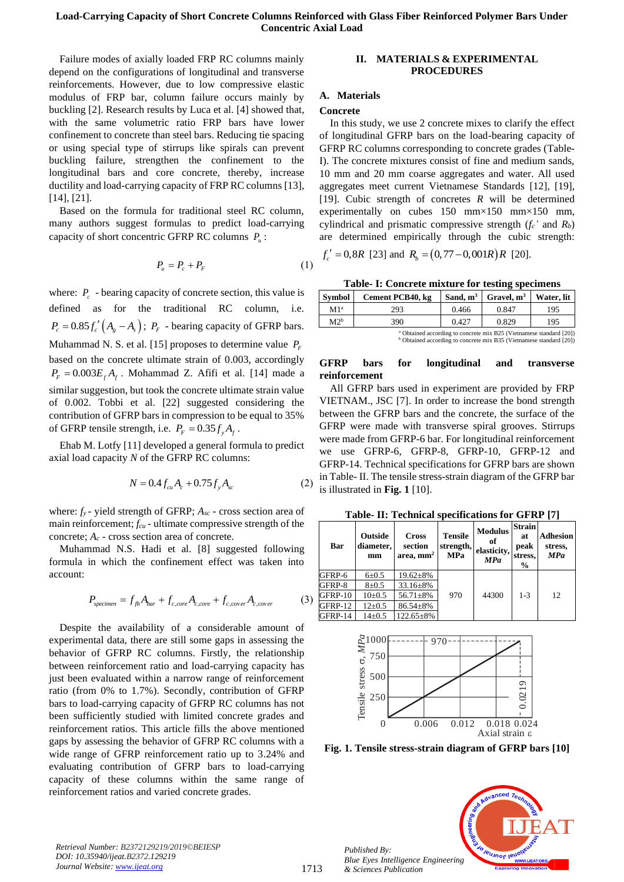Failure modes of axially loaded FRP RC columns mainly depend on the configurations of longitudinal and transverse reinforcements. However, due to low compressive elastic modulus of FRP bar, column failure occurs mainly by buckling [2]. Research results by Luca et al. [4] showed that, with the same volumetric ratio FRP bars have lower confinement to concrete than steel bars. Reducing tie spacing or using special type of stirrups like spirals can prevent buckling failure, strengthen the confinement to the longitudinal bars and core concrete, thereby, increase ductility and load-carrying capacity of FRP RC columns [13], [14], [21].

Based on the formula for traditional steel RC column, many authors suggest formulas to predict load-carrying capacity of short concentric GFRP RC columns $P_u$:

$$P_u = P_c + P_F \tag{1}$$

where: $P_c$ - bearing capacity of concrete section, this value is defined as for the traditional RC column, i.e. $P_c = 0.85 f_c' \left(A_g - A_s\right)$; $P_F$ - bearing capacity of GFRP bars. Muhammad N. S. et al. [15] proposes to determine value $P_F$ based on the concrete ultimate strain of 0.003, accordingly $P_F = 0.003 E_f A_f$. Mohammad Z. Afifi et al. [14] made a similar suggestion, but took the concrete ultimate strain value of 0.002. Tobbi et al. [22] suggested considering the contribution of GFRP bars in compression to be equal to 35% of GFRP tensile strength, i.e. $P_F = 0.35 f_y A_f$.

Ehab M. Lotfy [11] developed a general formula to predict axial load capacity $N$ of the GFRP RC columns:

$$N = 0.4 f_{cu} A_c + 0.75 f_y A_{sc} \tag{2}$$

where: $f_y$ - yield strength of GFRP; $A_{sc}$ - cross section area of main reinforcement; $f_{cu}$ - ultimate compressive strength of the concrete; $A_c$ - cross section area of concrete.

Muhammad N.S. Hadi et al. [8] suggested following formula in which the confinement effect was taken into account:

$$P_{specimen} = f_{fb} A_{bar} + f_{c,core} A_{c,core} + f_{c,cover} A_{c,cover} \tag{3}$$

Despite the availability of a considerable amount of experimental data, there are still some gaps in assessing the behavior of GFRP RC columns. Firstly, the relationship between reinforcement ratio and load-carrying capacity has just been evaluated within a narrow range of reinforcement ratio (from 0% to 1.7%). Secondly, contribution of GFRP bars to load-carrying capacity of GFRP RC columns has not been sufficiently studied with limited concrete grades and reinforcement ratios. This article fills the above mentioned gaps by assessing the behavior of GFRP RC columns with a wide range of GFRP reinforcement ratio up to 3.24% and evaluating contribution of GFRP bars to load-carrying capacity of these columns within the same range of reinforcement ratios and varied concrete grades.

## II. MATERIALS & EXPERIMENTAL PROCEDURES

### A. Materials

**Concrete**

In this study, we use 2 concrete mixes to clarify the effect of longitudinal GFRP bars on the load-bearing capacity of GFRP RC columns corresponding to concrete grades (Table-I). The concrete mixtures consist of fine and medium sands, 10 mm and 20 mm coarse aggregates and water. All used aggregates meet current Vietnamese Standards [12], [19], [19]. Cubic strength of concretes $R$ will be determined experimentally on cubes 150 mm×150 mm×150 mm, cylindrical and prismatic compressive strength ($f_c'$ and $R_b$) are determined empirically through the cubic strength: $f_c' = 0{,}8R$ [23] and $R_b = \left(0{,}77 - 0{,}001R\right)R$ [20].

**Table- I: Concrete mixture for testing specimens**

| Symbol | Cement PCB40, kg | Sand, m³ | Gravel, m³ | Water, lit |
|---|---|---|---|---|
| M1[a] | 293 | 0.466 | 0.847 | 195 |
| M2[b] | 390 | 0.427 | 0.829 | 195 |

[a] Obtained according to concrete mix B25 (Vietnamese standard [20])
[b] Obtained according to concrete mix B35 (Vietnamese standard [20])

**GFRP bars for longitudinal and transverse reinforcement**

All GFRP bars used in experiment are provided by FRP VIETNAM., JSC [7]. In order to increase the bond strength between the GFRP bars and the concrete, the surface of the GFRP were made with transverse spiral grooves. Stirrups were made from GFRP-6 bar. For longitudinal reinforcement we use GFRP-6, GFRP-8, GFRP-10, GFRP-12 and GFRP-14. Technical specifications for GFRP bars are shown in Table- II. The tensile stress-strain diagram of the GFRP bar is illustrated in **Fig. 1** [10].

**Table- II: Technical specifications for GFRP [7]**

| Bar | Outside diameter, mm | Cross section area, mm² | Tensile strength, MPa | Modulus of elasticity, *MPa* | Strain at peak stress, % | Adhesion stress, *MPa* |
|---|---|---|---|---|---|---|
| GFRP-6 | 6±0.5 | 19.62±8% | 970 | 44300 | 1-3 | 12 |
| GFRP-8 | 8±0.5 | 33.16±8% | | | | |
| GFRP-10 | 10±0.5 | 56.71±8% | | | | |
| GFRP-12 | 12±0.5 | 86.54±8% | | | | |
| GFRP-14 | 14±0.5 | 122.65±8% | | | | |

**Fig. 1. Tensile stress-strain diagram of GFRP bars [10]**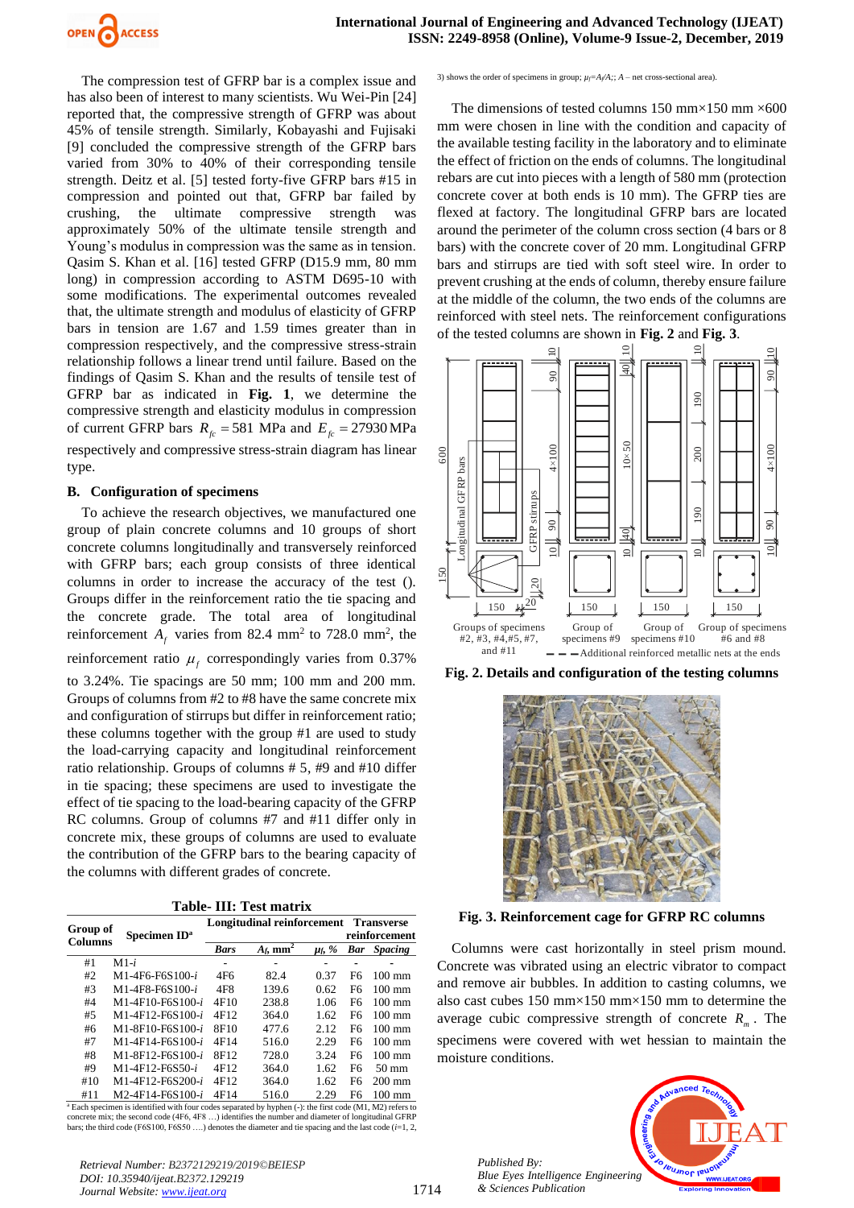The compression test of GFRP bar is a complex issue and has also been of interest to many scientists. Wu Wei-Pin [24] reported that, the compressive strength of GFRP was about 45% of tensile strength. Similarly, Kobayashi and Fujisaki [9] concluded the compressive strength of the GFRP bars varied from 30% to 40% of their corresponding tensile strength. Deitz et al. [5] tested forty-five GFRP bars #15 in compression and pointed out that, GFRP bar failed by crushing, the ultimate compressive strength was approximately 50% of the ultimate tensile strength and Young's modulus in compression was the same as in tension. Qasim S. Khan et al. [16] tested GFRP (D15.9 mm, 80 mm long) in compression according to ASTM D695-10 with some modifications. The experimental outcomes revealed that, the ultimate strength and modulus of elasticity of GFRP bars in tension are 1.67 and 1.59 times greater than in compression respectively, and the compressive stress-strain relationship follows a linear trend until failure. Based on the findings of Qasim S. Khan and the results of tensile test of GFRP bar as indicated in **Fig. 1**, we determine the compressive strength and elasticity modulus in compression of current GFRP bars $R_{fc} = 581$ MPa and $E_{fc} = 27930$ MPa respectively and compressive stress-strain diagram has linear type.

### B. Configuration of specimens

To achieve the research objectives, we manufactured one group of plain concrete columns and 10 groups of short concrete columns longitudinally and transversely reinforced with GFRP bars; each group consists of three identical columns in order to increase the accuracy of the test (). Groups differ in the reinforcement ratio the tie spacing and the concrete grade. The total area of longitudinal reinforcement $A_f$ varies from 82.4 mm$^2$ to 728.0 mm$^2$, the reinforcement ratio $\mu_f$ correspondingly varies from 0.37% to 3.24%. Tie spacings are 50 mm; 100 mm and 200 mm. Groups of columns from #2 to #8 have the same concrete mix and configuration of stirrups but differ in reinforcement ratio; these columns together with the group #1 are used to study the load-carrying capacity and longitudinal reinforcement ratio relationship. Groups of columns # 5, #9 and #10 differ in tie spacing; these specimens are used to investigate the effect of tie spacing to the load-bearing capacity of the GFRP RC columns. Group of columns #7 and #11 differ only in concrete mix, these groups of columns are used to evaluate the contribution of the GFRP bars to the bearing capacity of the columns with different grades of concrete.

**Table- III: Test matrix**

| Group of Columns | Specimen ID[a] | Longitudinal reinforcement | | | Transverse reinforcement | |
|---|---|---|---|---|---|---|
| | | *Bars* | $A_f$, mm$^2$ | $\mu_f$, % | *Bar* | *Spacing* |
| #1 | M1-*i* | - | - | - | - | - |
| #2 | M1-4F6-F6S100-*i* | 4F6 | 82.4 | 0.37 | F6 | 100 mm |
| #3 | M1-4F8-F6S100-*i* | 4F8 | 139.6 | 0.62 | F6 | 100 mm |
| #4 | M1-4F10-F6S100-*i* | 4F10 | 238.8 | 1.06 | F6 | 100 mm |
| #5 | M1-4F12-F6S100-*i* | 4F12 | 364.0 | 1.62 | F6 | 100 mm |
| #6 | M1-8F10-F6S100-*i* | 8F10 | 477.6 | 2.12 | F6 | 100 mm |
| #7 | M1-4F14-F6S100-*i* | 4F14 | 516.0 | 2.29 | F6 | 100 mm |
| #8 | M1-8F12-F6S100-*i* | 8F12 | 728.0 | 3.24 | F6 | 100 mm |
| #9 | M1-4F12-F6S50-*i* | 4F12 | 364.0 | 1.62 | F6 | 50 mm |
| #10 | M1-4F12-F6S200-*i* | 4F12 | 364.0 | 1.62 | F6 | 200 mm |
| #11 | M2-4F14-F6S100-*i* | 4F14 | 516.0 | 2.29 | F6 | 100 mm |

[a] Each specimen is identified with four codes separated by hyphen (-): the first code (M1, M2) refers to concrete mix; the second code (4F6, 4F8 …) identifies the number and diameter of longitudinal GFRP bars; the third code (F6S100, F6S50 ….) denotes the diameter and tie spacing and the last code (*i*=1, 2, 3) shows the order of specimens in group; $\mu_f = A_f/A$;; $A$ – net cross-sectional area).

The dimensions of tested columns 150 mm×150 mm ×600 mm were chosen in line with the condition and capacity of the available testing facility in the laboratory and to eliminate the effect of friction on the ends of columns. The longitudinal rebars are cut into pieces with a length of 580 mm (protection concrete cover at both ends is 10 mm). The GFRP ties are flexed at factory. The longitudinal GFRP bars are located around the perimeter of the column cross section (4 bars or 8 bars) with the concrete cover of 20 mm. Longitudinal GFRP bars and stirrups are tied with soft steel wire. In order to prevent crushing at the ends of column, thereby ensure failure at the middle of the column, the two ends of the columns are reinforced with steel nets. The reinforcement configurations of the tested columns are shown in **Fig. 2** and **Fig. 3**.

**Fig. 2. Details and configuration of the testing columns**

**Fig. 3. Reinforcement cage for GFRP RC columns**

Columns were cast horizontally in steel prism mound. Concrete was vibrated using an electric vibrator to compact and remove air bubbles. In addition to casting columns, we also cast cubes 150 mm×150 mm×150 mm to determine the average cubic compressive strength of concrete $R_m$. The specimens were covered with wet hessian to maintain the moisture conditions.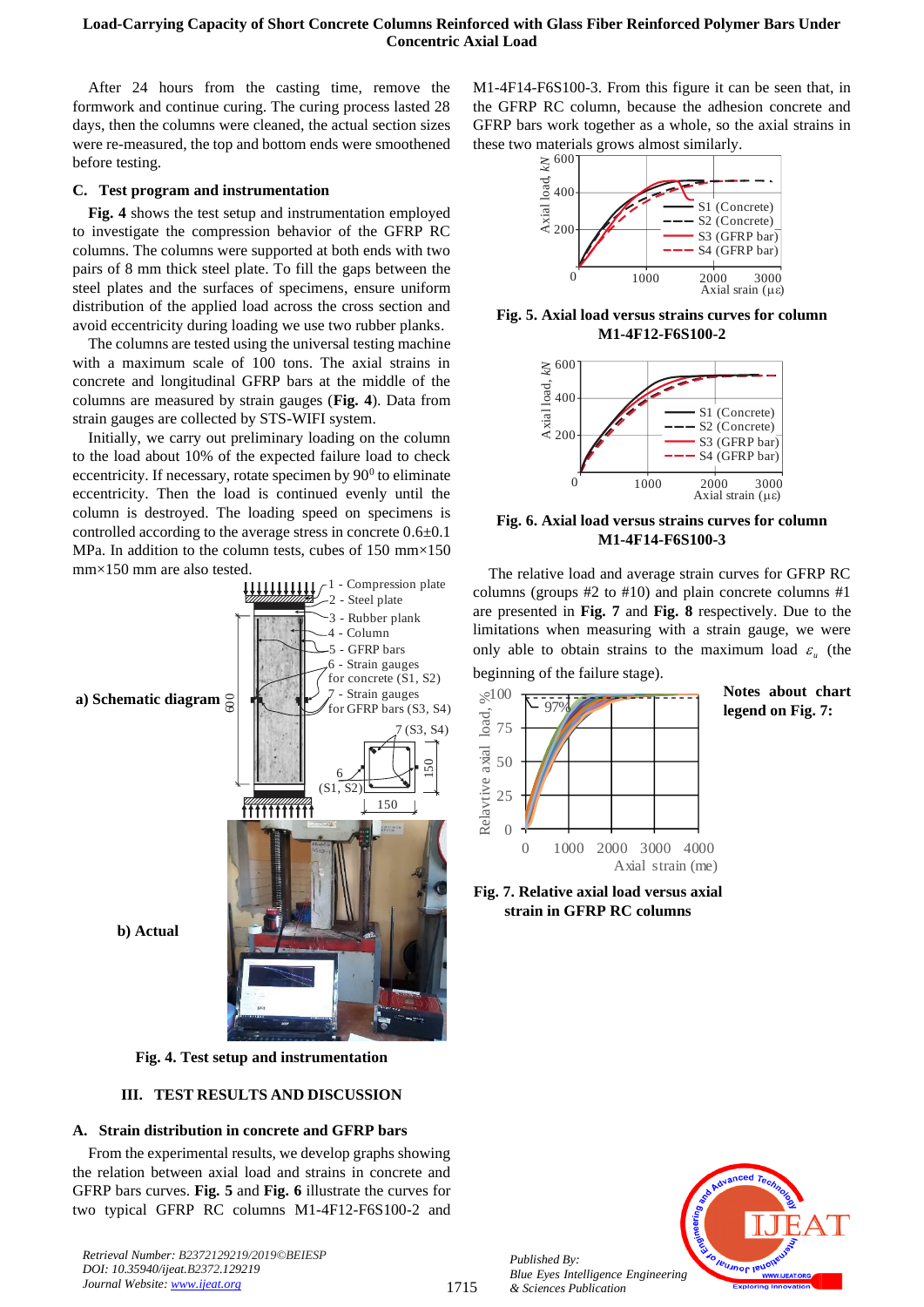After 24 hours from the casting time, remove the formwork and continue curing. The curing process lasted 28 days, then the columns were re-measured, the actual section sizes were re-measured, the top and bottom ends were smoothened before testing.

### C. Test program and instrumentation

**Fig. 4** shows the test setup and instrumentation employed to investigate the compression behavior of the GFRP RC columns. The columns were supported at both ends with two pairs of 8 mm thick steel plate. To fill the gaps between the steel plates and the surfaces of specimens, ensure uniform distribution of the applied load across the cross section and avoid eccentricity during loading we use two rubber planks.

The columns are tested using the universal testing machine with a maximum scale of 100 tons. The axial strains in concrete and longitudinal GFRP bars at the middle of the columns are measured by strain gauges (**Fig. 4**). Data from strain gauges are collected by STS-WIFI system.

Initially, we carry out preliminary loading on the column to the load about 10% of the expected failure load to check eccentricity. If necessary, rotate specimen by 90$^0$ to eliminate eccentricity. Then the load is continued evenly until the column is destroyed. The loading speed on specimens is controlled according to the average stress in concrete 0.6±0.1 MPa. In addition to the column tests, cubes of 150 mm×150 mm×150 mm are also tested.

**a) Schematic diagram**

1 - Compression plate
2 - Steel plate
3 - Rubber plank
4 - Column
5 - GFRP bars
6 - Strain gauges for concrete (S1, S2)
7 - Strain gauges for GFRP bars (S3, S4)

**b) Actual**

**Fig. 4. Test setup and instrumentation**

## III. TEST RESULTS AND DISCUSSION

### A. Strain distribution in concrete and GFRP bars

From the experimental results, we develop graphs showing the relation between axial load and strains in concrete and GFRP bars curves. **Fig. 5** and **Fig. 6** illustrate the curves for two typical GFRP RC columns M1-4F12-F6S100-2 and M1-4F14-F6S100-3. From this figure it can be seen that, in the GFRP RC column, because the adhesion concrete and GFRP bars work together as a whole, so the axial strains in these two materials grows almost similarly.

**Fig. 5. Axial load versus strains curves for column M1-4F12-F6S100-2**

**Fig. 6. Axial load versus strains curves for column M1-4F14-F6S100-3**

The relative load and average strain curves for GFRP RC columns (groups #2 to #10) and plain concrete columns #1 are presented in **Fig. 7** and **Fig. 8** respectively. Due to the limitations when measuring with a strain gauge, we were only able to obtain strains to the maximum load $\varepsilon_u$ (the beginning of the failure stage).

**Notes about chart legend on Fig. 7:**

**Fig. 7. Relative axial load versus axial strain in GFRP RC columns**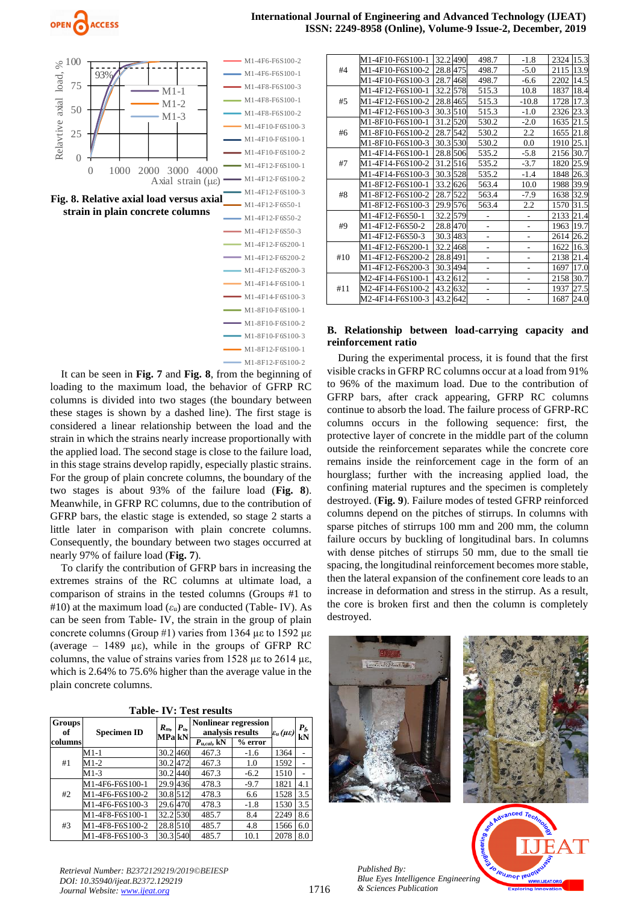**Fig. 8. Relative axial load versus axial strain in plain concrete columns**

It can be seen in **Fig. 7** and **Fig. 8**, from the beginning of loading to the maximum load, the behavior of GFRP RC columns is divided into two stages (the boundary between these stages is shown by a dashed line). The first stage is considered a linear relationship between the load and the strain in which the strains nearly increase proportionally with the applied load. The second stage is close to the failure load, in this stage strains develop rapidly, especially plastic strains. For the group of plain concrete columns, the boundary of the two stages is about 93% of the failure load (**Fig. 8**). Meanwhile, in GFRP RC columns, due to the contribution of GFRP bars, the elastic stage is extended, so stage 2 starts a little later in comparison with plain concrete columns. Consequently, the boundary between two stages occurred at nearly 97% of failure load (**Fig. 7**).

To clarify the contribution of GFRP bars in increasing the extremes strains of the RC columns at ultimate load, a comparison of strains in the tested columns (Groups #1 to #10) at the maximum load ($\varepsilon_u$) are conducted (Table- IV). As can be seen from Table- IV, the strain in the group of plain concrete columns (Group #1) varies from 1364 με to 1592 με (average – 1489 με), while in the groups of GFRP RC columns, the value of strains varies from 1528 με to 2614 με, which is 2.64% to 75.6% higher than the average value in the plain concrete columns.

**Table- IV: Test results**

| Groups of columns | Specimen ID | $R_m$, MPa | $P_u$, kN | Nonlinear regression analysis results $P_{u,cal}$, kN | % error | $\varepsilon_u$ (με) | $P_b$ kN |
|---|---|---|---|---|---|---|---|
| #1 | M1-1 | 30.2 | 460 | 467.3 | -1.6 | 1364 | - |
| | M1-2 | 30.2 | 472 | 467.3 | 1.0 | 1592 | - |
| | M1-3 | 30.2 | 440 | 467.3 | -6.2 | 1510 | - |
| #2 | M1-4F6-F6S100-1 | 29.9 | 436 | 478.3 | -9.7 | 1821 | 4.1 |
| | M1-4F6-F6S100-2 | 30.8 | 512 | 478.3 | 6.6 | 1528 | 3.5 |
| | M1-4F6-F6S100-3 | 29.6 | 470 | 478.3 | -1.8 | 1530 | 3.5 |
| #3 | M1-4F8-F6S100-1 | 32.2 | 530 | 485.7 | 8.4 | 2249 | 8.6 |
| | M1-4F8-F6S100-2 | 28.8 | 510 | 485.7 | 4.8 | 1566 | 6.0 |
| | M1-4F8-F6S100-3 | 30.3 | 540 | 485.7 | 10.1 | 2078 | 8.0 |
| #4 | M1-4F10-F6S100-1 | 32.2 | 490 | 498.7 | -1.8 | 2324 | 15.3 |
| | M1-4F10-F6S100-2 | 28.8 | 475 | 498.7 | -5.0 | 2115 | 13.9 |
| | M1-4F10-F6S100-3 | 28.7 | 468 | 498.7 | -6.6 | 2202 | 14.5 |
| #5 | M1-4F12-F6S100-1 | 32.2 | 578 | 515.3 | 10.8 | 1837 | 18.4 |
| | M1-4F12-F6S100-2 | 28.8 | 465 | 515.3 | -10.8 | 1728 | 17.3 |
| | M1-4F12-F6S100-3 | 30.3 | 510 | 515.3 | -1.0 | 2326 | 23.3 |
| #6 | M1-8F10-F6S100-1 | 31.2 | 520 | 530.2 | -2.0 | 1635 | 21.5 |
| | M1-8F10-F6S100-2 | 28.7 | 542 | 530.2 | 2.2 | 1655 | 21.8 |
| | M1-8F10-F6S100-3 | 30.3 | 530 | 530.2 | 0.0 | 1910 | 25.1 |
| #7 | M1-4F14-F6S100-1 | 28.8 | 506 | 535.2 | -5.8 | 2156 | 30.7 |
| | M1-4F14-F6S100-2 | 31.2 | 516 | 535.2 | -3.7 | 1820 | 25.9 |
| | M1-4F14-F6S100-3 | 30.3 | 528 | 535.2 | -1.4 | 1848 | 26.3 |
| #8 | M1-8F12-F6S100-1 | 33.2 | 626 | 563.4 | 10.0 | 1988 | 39.9 |
| | M1-8F12-F6S100-2 | 28.7 | 522 | 563.4 | -7.9 | 1638 | 32.9 |
| | M1-8F12-F6S100-3 | 29.9 | 576 | 563.4 | 2.2 | 1570 | 31.5 |
| #9 | M1-4F12-F6S50-1 | 32.2 | 579 | - | - | 2133 | 21.4 |
| | M1-4F12-F6S50-2 | 28.8 | 470 | - | - | 1963 | 19.7 |
| | M1-4F12-F6S50-3 | 30.3 | 483 | - | - | 2614 | 26.2 |
| #10 | M1-4F12-F6S200-1 | 32.2 | 468 | - | - | 1622 | 16.3 |
| | M1-4F12-F6S200-2 | 28.8 | 491 | - | - | 2138 | 21.4 |
| | M1-4F12-F6S200-3 | 30.3 | 494 | - | - | 1697 | 17.0 |
| #11 | M2-4F14-F6S100-1 | 43.2 | 612 | - | - | 2158 | 30.7 |
| | M2-4F14-F6S100-2 | 43.2 | 632 | - | - | 1937 | 27.5 |
| | M2-4F14-F6S100-3 | 43.2 | 642 | - | - | 1687 | 24.0 |

### B. Relationship between load-carrying capacity and reinforcement ratio

During the experimental process, it is found that the first visible cracks in GFRP RC columns occur at a load from 91% to 96% of the maximum load. Due to the contribution of GFRP bars, after crack appearing, GFRP RC columns continue to absorb the load. The failure process of GFRP-RC columns occurs in the following sequence: first, the protective layer of concrete in the middle part of the column outside the reinforcement separates while the concrete core remains inside the reinforcement cage in the form of an hourglass; further with the increasing applied load, the confining material ruptures and the specimen is completely destroyed. (**Fig. 9**). Failure modes of tested GFRP reinforced columns depend on the pitches of stirrups. In columns with sparse pitches of stirrups 100 mm and 200 mm, the column failure occurs by buckling of longitudinal bars. In columns with dense pitches of stirrups 50 mm, due to the small tie spacing, the longitudinal reinforcement becomes more stable, then the lateral expansion of the confinement core leads to an increase in deformation and stress in the stirrup. As a result, the core is broken first and then the column is completely destroyed.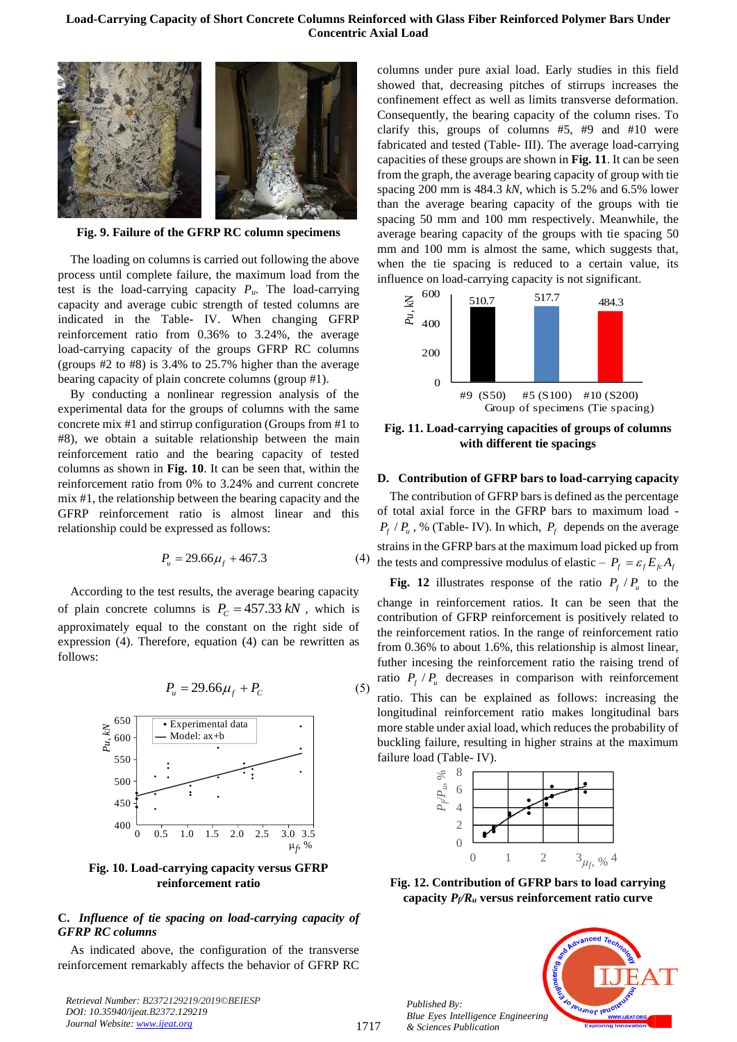Fig. 9. Failure of the GFRP RC column specimens

The loading on columns is carried out following the above process until complete failure, the maximum load from the test is the load-carrying capacity $P_u$. The load-carrying capacity and average cubic strength of tested columns are indicated in the Table- IV. When changing GFRP reinforcement ratio from 0.36% to 3.24%, the average load-carrying capacity of the groups GFRP RC columns (groups #2 to #8) is 3.4% to 25.7% higher than the average bearing capacity of plain concrete columns (group #1).

By conducting a nonlinear regression analysis of the experimental data for the groups of columns with the same concrete mix #1 and stirrup configuration (Groups from #1 to #8), we obtain a suitable relationship between the main reinforcement ratio and the bearing capacity of tested columns as shown in **Fig. 10**. It can be seen that, within the reinforcement ratio from 0% to 3.24% and current concrete mix #1, the relationship between the bearing capacity and the GFRP reinforcement ratio is almost linear and this relationship could be expressed as follows:

$$P_u = 29.66\mu_f + 467.3 \quad (4)$$

According to the test results, the average bearing capacity of plain concrete columns is $P_C = 457.33\ kN$, which is approximately equal to the constant on the right side of expression (4). Therefore, equation (4) can be rewritten as follows:

$$P_u = 29.66\mu_f + P_C \quad (5)$$

Fig. 10. Load-carrying capacity versus GFRP reinforcement ratio

### C. *Influence of tie spacing on load-carrying capacity of GFRP RC columns*

As indicated above, the configuration of the transverse reinforcement remarkably affects the behavior of GFRP RC columns under pure axial load. Early studies in this field showed that, decreasing pitches of stirrups increases the confinement effect as well as limits transverse deformation. Consequently, the bearing capacity of the column rises. To clarify this, groups of columns #5, #9 and #10 were fabricated and tested (Table- III). The average load-carrying capacities of these groups are shown in **Fig. 11**. It can be seen from the graph, the average bearing capacity of group with tie spacing 200 mm is 484.3 *kN*, which is 5.2% and 6.5% lower than the average bearing capacity of the groups with tie spacing 50 mm and 100 mm respectively. Meanwhile, the average bearing capacity of the groups with tie spacing 50 mm and 100 mm is almost the same, which suggests that, when the tie spacing is reduced to a certain value, its influence on load-carrying capacity is not significant.

Fig. 11. Load-carrying capacities of groups of columns with different tie spacings

### D. Contribution of GFRP bars to load-carrying capacity

The contribution of GFRP bars is defined as the percentage of total axial force in the GFRP bars to maximum load - $P_f / P_u$, % (Table- IV). In which, $P_f$ depends on the average strains in the GFRP bars at the maximum load picked up from the tests and compressive modulus of elastic – $P_f = \varepsilon_f E_{fc} A_f$

**Fig. 12** illustrates response of the ratio $P_f / P_u$ to the change in reinforcement ratios. It can be seen that the contribution of GFRP reinforcement is positively related to the reinforcement ratios. In the range of reinforcement ratio from 0.36% to about 1.6%, this relationship is almost linear, futher incesing the reinforcement ratio the raising trend of ratio $P_f / P_u$ decreases in comparison with reinforcement ratio. This can be explained as follows: increasing the longitudinal reinforcement ratio makes longitudinal bars more stable under axial load, which reduces the probability of buckling failure, resulting in higher strains at the maximum failure load (Table- IV).

Fig. 12. Contribution of GFRP bars to load carrying capacity $P_f/R_u$ versus reinforcement ratio curve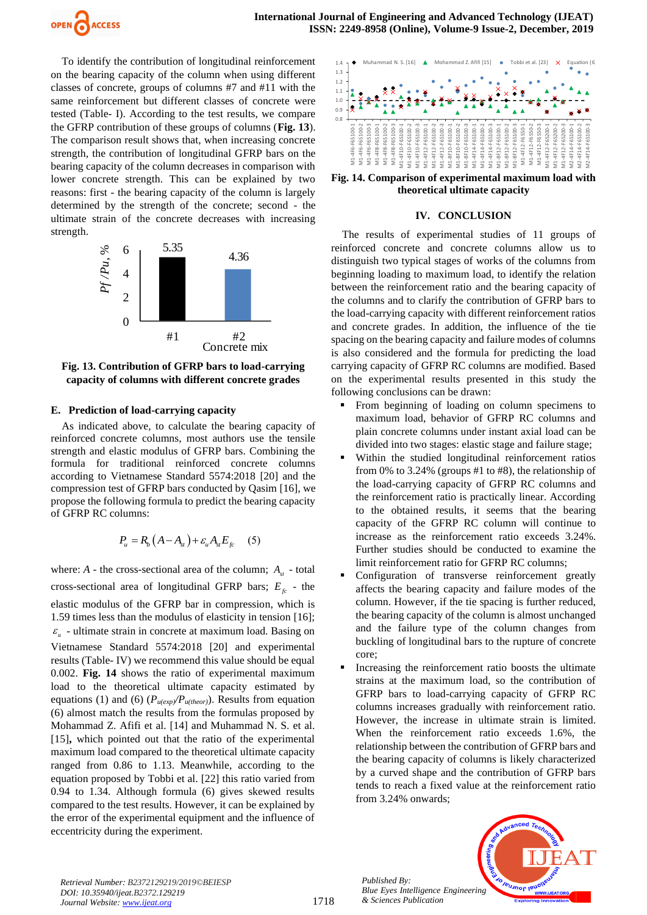To identify the contribution of longitudinal reinforcement on the bearing capacity of the column when using different classes of concrete, groups of columns #7 and #11 with the same reinforcement but different classes of concrete were tested (Table- I). According to the test results, we compare the GFRP contribution of these groups of columns (**Fig. 13**). The comparison result shows that, when increasing concrete strength, the contribution of longitudinal GFRP bars on the bearing capacity of the column decreases in comparison with lower concrete strength. This can be explained by two reasons: first - the bearing capacity of the column is largely determined by the strength of the concrete; second - the ultimate strain of the concrete decreases with increasing strength.

**Fig. 13. Contribution of GFRP bars to load-carrying capacity of columns with different concrete grades**

### E. Prediction of load-carrying capacity

As indicated above, to calculate the bearing capacity of reinforced concrete columns, most authors use the tensile strength and elastic modulus of GFRP bars. Combining the formula for traditional reinforced concrete columns according to Vietnamese Standard 5574:2018 [20] and the compression test of GFRP bars conducted by Qasim [16], we propose the following formula to predict the bearing capacity of GFRP RC columns:

$$P_u = R_b\left(A - A_{st}\right) + \varepsilon_u A_{st} E_{fc} \quad (5)$$

where: $A$ - the cross-sectional area of the column; $A_{st}$ - total cross-sectional area of longitudinal GFRP bars; $E_{fc}$ - the elastic modulus of the GFRP bar in compression, which is 1.59 times less than the modulus of elasticity in tension [16]; $\varepsilon_u$ - ultimate strain in concrete at maximum load. Basing on Vietnamese Standard 5574:2018 [20] and experimental results (Table- IV) we recommend this value should be equal 0.002. **Fig. 14** shows the ratio of experimental maximum load to the theoretical ultimate capacity estimated by equations (1) and (6) ($P_{u(exp)}/P_{u(theor)}$). Results from equation (6) almost match the results from the formulas proposed by Mohammad Z. Afifi et al. [14] and Muhammad N. S. et al. [15]**,** which pointed out that the ratio of the experimental maximum load compared to the theoretical ultimate capacity ranged from 0.86 to 1.13. Meanwhile, according to the equation proposed by Tobbi et al. [22] this ratio varied from 0.94 to 1.34. Although formula (6) gives skewed results compared to the test results. However, it can be explained by the error of the experimental equipment and the influence of eccentricity during the experiment.

**Fig. 14. Comparison of experimental maximum load with theoretical ultimate capacity**

## IV. CONCLUSION

The results of experimental studies of 11 groups of reinforced concrete and concrete columns allow us to distinguish two typical stages of works of the columns from beginning loading to maximum load, to identify the relation between the reinforcement ratio and the bearing capacity of the columns and to clarify the contribution of GFRP bars to the load-carrying capacity with different reinforcement ratios and concrete grades. In addition, the influence of the tie spacing on the bearing capacity and failure modes of columns is also considered and the formula for predicting the load carrying capacity of GFRP RC columns are modified. Based on the experimental results presented in this study the following conclusions can be drawn:

- From beginning of loading on column specimens to maximum load, behavior of GFRP RC columns and plain concrete columns under instant axial load can be divided into two stages: elastic stage and failure stage;
- Within the studied longitudinal reinforcement ratios from 0% to 3.24% (groups #1 to #8), the relationship of the load-carrying capacity of GFRP RC columns and the reinforcement ratio is practically linear. According to the obtained results, it seems that the bearing capacity of the GFRP RC column will continue to increase as the reinforcement ratio exceeds 3.24%. Further studies should be conducted to examine the limit reinforcement ratio for GFRP RC columns;
- Configuration of transverse reinforcement greatly affects the bearing capacity and failure modes of the column. However, if the tie spacing is further reduced, the bearing capacity of the column is almost unchanged and the failure type of the column changes from buckling of longitudinal bars to the rupture of concrete core;
- Increasing the reinforcement ratio boosts the ultimate strains at the maximum load, so the contribution of GFRP bars to load-carrying capacity of GFRP RC columns increases gradually with reinforcement ratio. However, the increase in ultimate strain is limited. When the reinforcement ratio exceeds 1.6%, the relationship between the contribution of GFRP bars and the bearing capacity of columns is likely characterized by a curved shape and the contribution of GFRP bars tends to reach a fixed value at the reinforcement ratio from 3.24% onwards;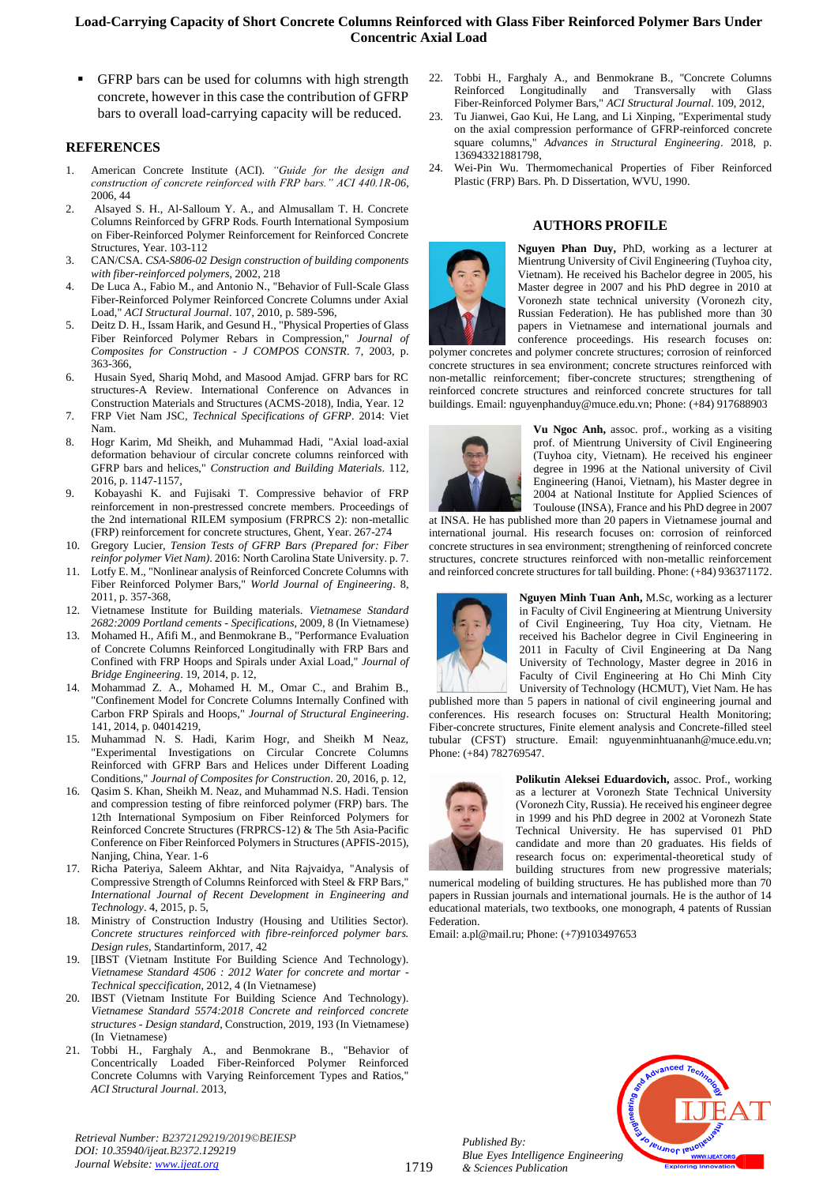- GFRP bars can be used for columns with high strength concrete, however in this case the contribution of GFRP bars to overall load-carrying capacity will be reduced.

## REFERENCES

1. American Concrete Institute (ACI). *"Guide for the design and construction of concrete reinforced with FRP bars." ACI 440.1R-06*, 2006, 44
2. Alsayed S. H., Al-Salloum Y. A., and Almusallam T. H. Concrete Columns Reinforced by GFRP Rods. Fourth International Symposium on Fiber-Reinforced Polymer Reinforcement for Reinforced Concrete Structures, Year. 103-112
3. CAN/CSA. *CSA-S806-02 Design construction of building components with fiber-reinforced polymers*, 2002, 218
4. De Luca A., Fabio M., and Antonio N., "Behavior of Full-Scale Glass Fiber-Reinforced Polymer Reinforced Concrete Columns under Axial Load," *ACI Structural Journal*. 107, 2010, p. 589-596,
5. Deitz D. H., Issam Harik, and Gesund H., "Physical Properties of Glass Fiber Reinforced Polymer Rebars in Compression," *Journal of Composites for Construction - J COMPOS CONSTR*. 7, 2003, p. 363-366,
6. Husain Syed, Shariq Mohd, and Masood Amjad. GFRP bars for RC structures-A Review. International Conference on Advances in Construction Materials and Structures (ACMS-2018), India, Year. 12
7. FRP Viet Nam JSC, *Technical Specifications of GFRP*. 2014: Viet Nam.
8. Hogr Karim, Md Sheikh, and Muhammad Hadi, "Axial load-axial deformation behaviour of circular concrete columns reinforced with GFRP bars and helices," *Construction and Building Materials*. 112, 2016, p. 1147-1157,
9. Kobayashi K. and Fujisaki T. Compressive behavior of FRP reinforcement in non-prestressed concrete members. Proceedings of the 2nd international RILEM symposium (FRPRCS 2): non-metallic (FRP) reinforcement for concrete structures, Ghent, Year. 267-274
10. Gregory Lucier, *Tension Tests of GFRP Bars (Prepared for: Fiber reinfor polymer Viet Nam)*. 2016: North Carolina State University. p. 7.
11. Lotfy E. M., "Nonlinear analysis of Reinforced Concrete Columns with Fiber Reinforced Polymer Bars," *World Journal of Engineering*. 8, 2011, p. 357-368,
12. Vietnamese Institute for Building materials. *Vietnamese Standard 2682:2009 Portland cements - Specifications*, 2009, 8 (In Vietnamese)
13. Mohamed H., Afifi M., and Benmokrane B., "Performance Evaluation of Concrete Columns Reinforced Longitudinally with FRP Bars and Confined with FRP Hoops and Spirals under Axial Load," *Journal of Bridge Engineering*. 19, 2014, p. 12,
14. Mohammad Z. A., Mohamed H. M., Omar C., and Brahim B., "Confinement Model for Concrete Columns Internally Confined with Carbon FRP Spirals and Hoops," *Journal of Structural Engineering*. 141, 2014, p. 04014219,
15. Muhammad N. S. Hadi, Karim Hogr, and Sheikh M Neaz, "Experimental Investigations on Circular Concrete Columns Reinforced with GFRP Bars and Helices under Different Loading Conditions," *Journal of Composites for Construction*. 20, 2016, p. 12,
16. Qasim S. Khan, Sheikh M. Neaz, and Muhammad N.S. Hadi. Tension and compression testing of fibre reinforced polymer (FRP) bars. The 12th International Symposium on Fiber Reinforced Polymers for Reinforced Concrete Structures (FRPRCS-12) & The 5th Asia-Pacific Conference on Fiber Reinforced Polymers in Structures (APFIS-2015), Nanjing, China, Year. 1-6
17. Richa Pateriya, Saleem Akhtar, and Nita Rajvaidya, "Analysis of Compressive Strength of Columns Reinforced with Steel & FRP Bars," *International Journal of Recent Development in Engineering and Technology*. 4, 2015, p. 5,
18. Ministry of Construction Industry (Housing and Utilities Sector). *Concrete structures reinforced with fibre-reinforced polymer bars. Design rules*, Standartinform, 2017, 42
19. [IBST (Vietnam Institute For Building Science And Technology). *Vietnamese Standard 4506 : 2012 Water for concrete and mortar - Technical speccification*, 2012, 4 (In Vietnamese)
20. IBST (Vietnam Institute For Building Science And Technology). *Vietnamese Standard 5574:2018 Concrete and reinforced concrete structures - Design standard*, Construction, 2019, 193 (In Vietnamese)
21. Tobbi H., Farghaly A., and Benmokrane B., "Behavior of Concentrically Loaded Fiber-Reinforced Polymer Reinforced Concrete Columns with Varying Reinforcement Types and Ratios," *ACI Structural Journal*. 2013,
22. Tobbi H., Farghaly A., and Benmokrane B., "Concrete Columns Reinforced Longitudinally and Transversally with Glass Fiber-Reinforced Polymer Bars," *ACI Structural Journal*. 109, 2012,
23. Tu Jianwei, Gao Kui, He Lang, and Li Xinping, "Experimental study on the axial compression performance of GFRP-reinforced concrete square columns," *Advances in Structural Engineering*. 2018, p. 136943321881798,
24. Wei-Pin Wu. Thermomechanical Properties of Fiber Reinforced Plastic (FRP) Bars. Ph. D Dissertation, WVU, 1990.

## AUTHORS PROFILE

**Nguyen Phan Duy,** PhD, working as a lecturer at Mientrung University of Civil Engineering (Tuyhoa city, Vietnam). He received his Bachelor degree in 2005, his Master degree in 2007 and his PhD degree in 2010 at Voronezh state technical university (Voronezh city, Russian Federation). He has published more than 30 papers in Vietnamese and international journals and conference proceedings. His research focuses on: polymer concretes and polymer concrete structures; corrosion of reinforced concrete structures in sea environment; concrete structures reinforced with non-metallic reinforcement; fiber-concrete structures; strengthening of reinforced concrete structures and reinforced concrete structures for tall buildings. Email: nguyenphanduy@muce.edu.vn; Phone: (+84) 917688903

**Vu Ngoc Anh,** assoc. prof., working as a visiting prof. of Mientrung University of Civil Engineering (Tuyhoa city, Vietnam). He received his engineer degree in 1996 at the National university of Civil Engineering (Hanoi, Vietnam), his Master degree in 2004 at National Institute for Applied Sciences of Toulouse (INSA), France and his PhD degree in 2007 at INSA. He has published more than 20 papers in Vietnamese journal and international journal. His research focuses on: corrosion of reinforced concrete structures in sea environment; strengthening of reinforced concrete structures, concrete structures reinforced with non-metallic reinforcement and reinforced concrete structures for tall building. Phone: (+84) 936371172.

**Nguyen Minh Tuan Anh,** M.Sc, working as a lecturer in Faculty of Civil Engineering at Mientrung University of Civil Engineering, Tuy Hoa city, Vietnam. He received his Bachelor degree in Civil Engineering in 2011 in Faculty of Civil Engineering at Da Nang University of Technology, Master degree in 2016 in Faculty of Civil Engineering at Ho Chi Minh City University of Technology (HCMUT), Viet Nam. He has published more than 5 papers in national of civil engineering journal and conferences. His research focuses on: Structural Health Monitoring; Fiber-concrete structures, Finite element analysis and Concrete-filled steel tubular (CFST) structure. Email: nguyenminhtuananh@muce.edu.vn; Phone: (+84) 782769547.

**Polikutin Aleksei Eduardovich,** assoc. Prof., working as a lecturer at Voronezh State Technical University (Voronezh City, Russia). He received his engineer degree in 1999 and his PhD degree in 2002 at Voronezh State Technical University. He has supervised 01 PhD candidate and more than 20 graduates. His fields of research focus on: experimental-theoretical study of building structures from new progressive materials; numerical modeling of building structures. He has published more than 70 papers in Russian journals and international journals. He is the author of 14 educational materials, two textbooks, one monograph, 4 patents of Russian Federation.
Email: a.pl@mail.ru; Phone: (+7)9103497653